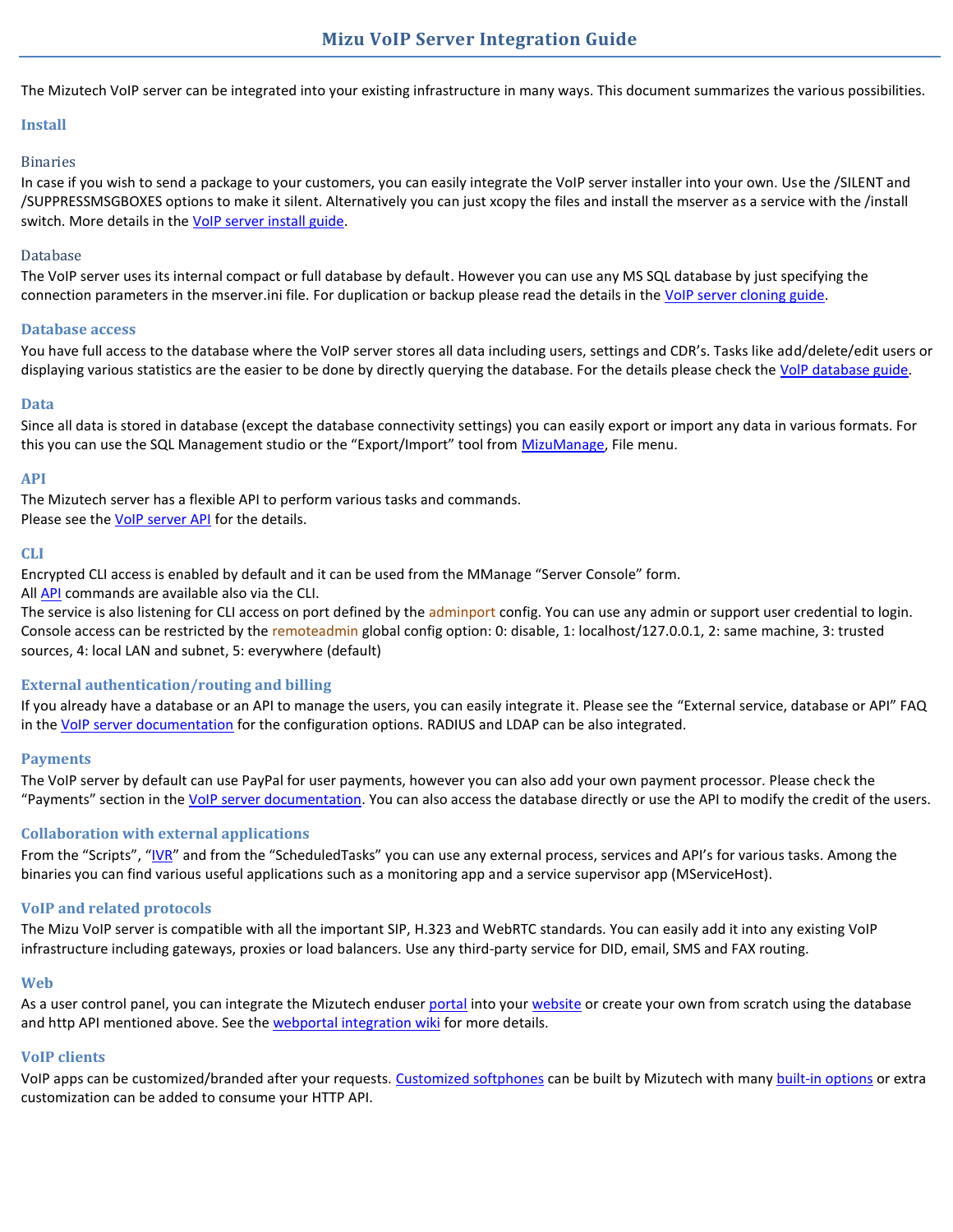# Mizu VoIP Server Integration Guide

The Mizutech VoIP server can be integrated into your existing infrastructure in many ways. This document summarizes the various possibilities.

## Install

### Binaries

In case if you wish to send a package to your customers, you can easily integrate the VoIP server installer into your own. Use the /SILENT and /SUPPRESSMSGBOXES options to make it silent. Alternatively you can just xcopy the files and install the mserver as a service with the /install switch. More details in the VoIP server install guide.

### Database

The VoIP server uses its internal compact or full database by default. However you can use any MS SQL database by just specifying the connection parameters in the mserver.ini file. For duplication or backup please read the details in the VoIP server cloning guide.

## Database access

You have full access to the database where the VoIP server stores all data including users, settings and CDR's. Tasks like add/delete/edit users or displaying various statistics are the easier to be done by directly querying the database. For the details please check the VoIP database guide.

## Data

Since all data is stored in database (except the database connectivity settings) you can easily export or import any data in various formats. For this you can use the SQL Management studio or the "Export/Import" tool from MizuManage, File menu.

## API

The Mizutech server has a flexible API to perform various tasks and commands.
Please see the VoIP server API for the details.

## CLI

Encrypted CLI access is enabled by default and it can be used from the MManage "Server Console" form.
All API commands are available also via the CLI.
The service is also listening for CLI access on port defined by the adminport config. You can use any admin or support user credential to login. Console access can be restricted by the remoteadmin global config option: 0: disable, 1: localhost/127.0.0.1, 2: same machine, 3: trusted sources, 4: local LAN and subnet, 5: everywhere (default)

## External authentication/routing and billing

If you already have a database or an API to manage the users, you can easily integrate it. Please see the "External service, database or API" FAQ in the VoIP server documentation for the configuration options. RADIUS and LDAP can be also integrated.

## Payments

The VoIP server by default can use PayPal for user payments, however you can also add your own payment processor. Please check the "Payments" section in the VoIP server documentation. You can also access the database directly or use the API to modify the credit of the users.

## Collaboration with external applications

From the "Scripts", "IVR" and from the "ScheduledTasks" you can use any external process, services and API's for various tasks. Among the binaries you can find various useful applications such as a monitoring app and a service supervisor app (MServiceHost).

## VoIP and related protocols

The Mizu VoIP server is compatible with all the important SIP, H.323 and WebRTC standards. You can easily add it into any existing VoIP infrastructure including gateways, proxies or load balancers. Use any third-party service for DID, email, SMS and FAX routing.

## Web

As a user control panel, you can integrate the Mizutech enduser portal into your website or create your own from scratch using the database and http API mentioned above. See the webportal integration wiki for more details.

## VoIP clients

VoIP apps can be customized/branded after your requests. Customized softphones can be built by Mizutech with many built-in options or extra customization can be added to consume your HTTP API.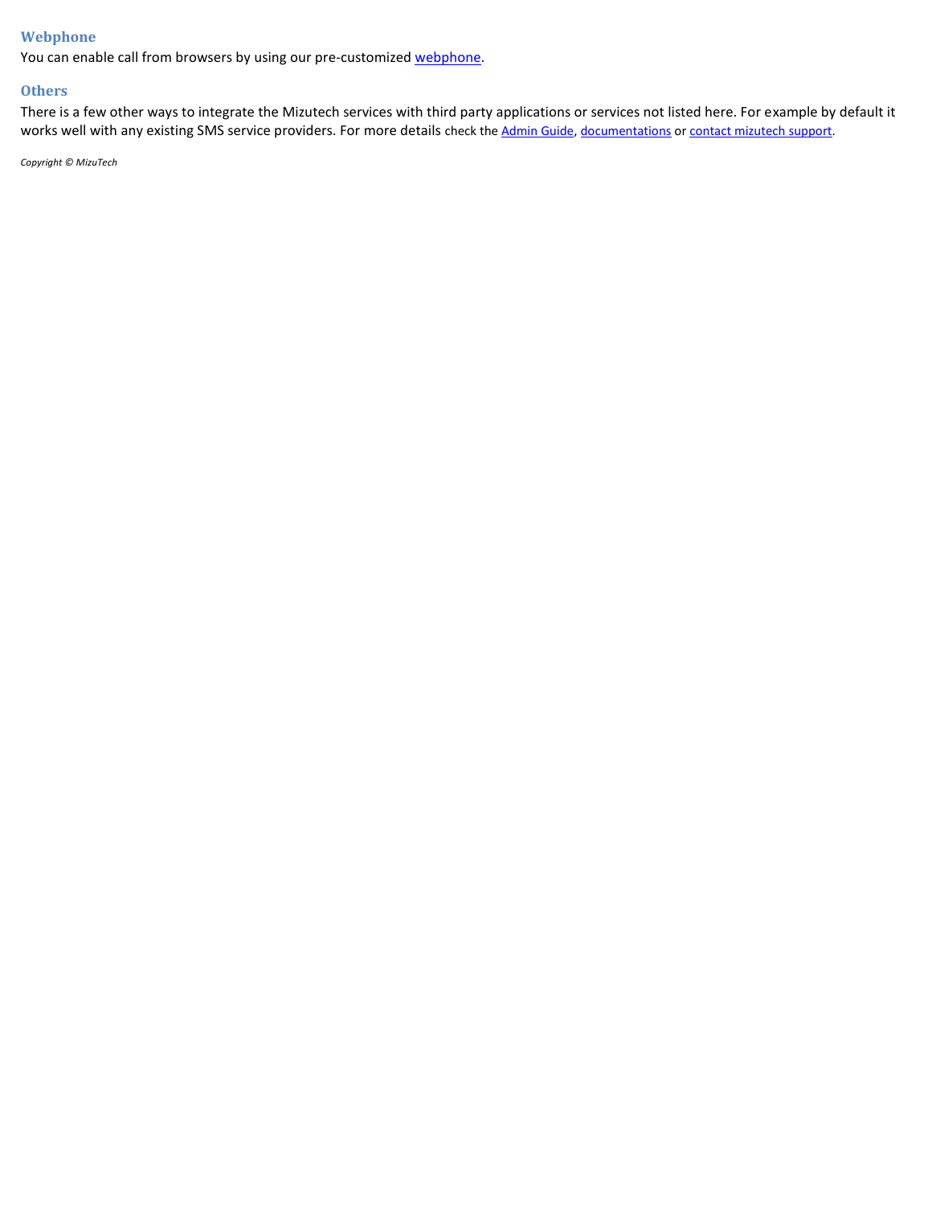### Webphone

You can enable call from browsers by using our pre-customized webphone.

### Others

There is a few other ways to integrate the Mizutech services with third party applications or services not listed here. For example by default it works well with any existing SMS service providers. For more details check the Admin Guide, documentations or contact mizutech support.

*Copyright © MizuTech*